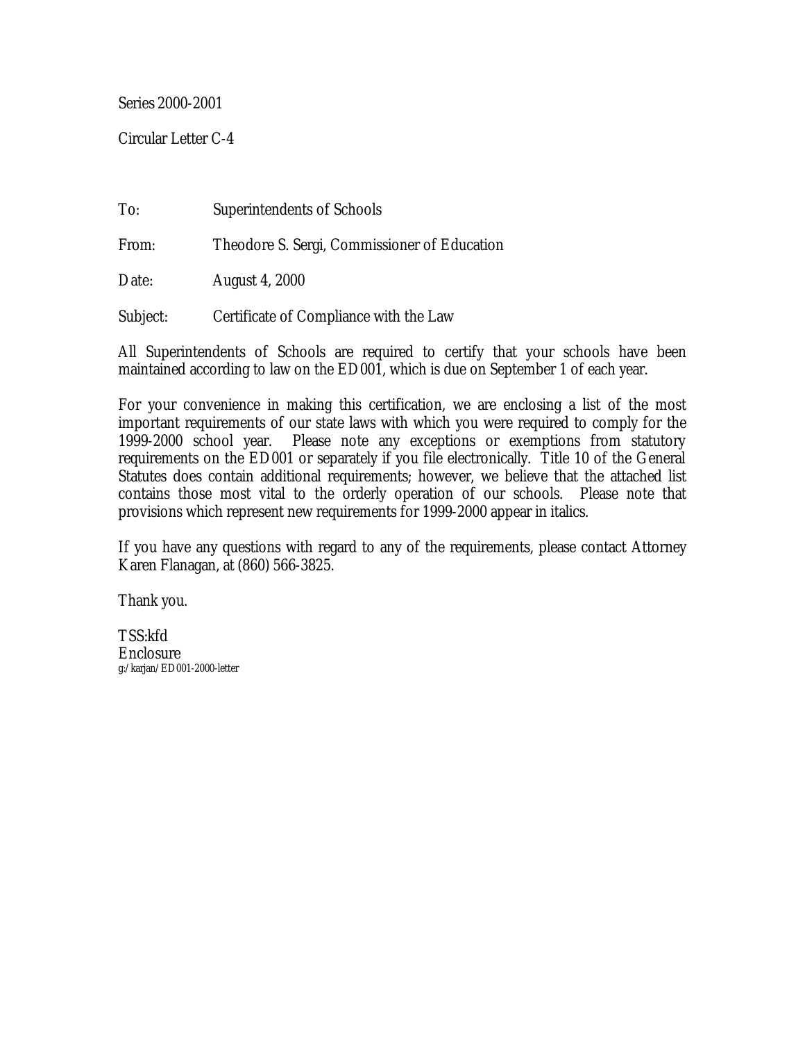Series 2000-2001

Circular Letter C-4

To: Superintendents of Schools

From: Theodore S. Sergi, Commissioner of Education

Date: August 4, 2000

Subject: Certificate of Compliance with the Law

All Superintendents of Schools are required to certify that your schools have been maintained according to law on the ED001, which is due on September 1 of each year.

For your convenience in making this certification, we are enclosing a list of the most important requirements of our state laws with which you were required to comply for the 1999-2000 school year. Please note any exceptions or exemptions from statutory requirements on the ED001 or separately if you file electronically. Title 10 of the General Statutes does contain additional requirements; however, we believe that the attached list contains those most vital to the orderly operation of our schools. Please note that provisions which represent new requirements for 1999-2000 appear in italics.

If you have any questions with regard to any of the requirements, please contact Attorney Karen Flanagan, at (860) 566-3825.

Thank you.

TSS:kfd
Enclosure
g:/karjan/ED001-2000-letter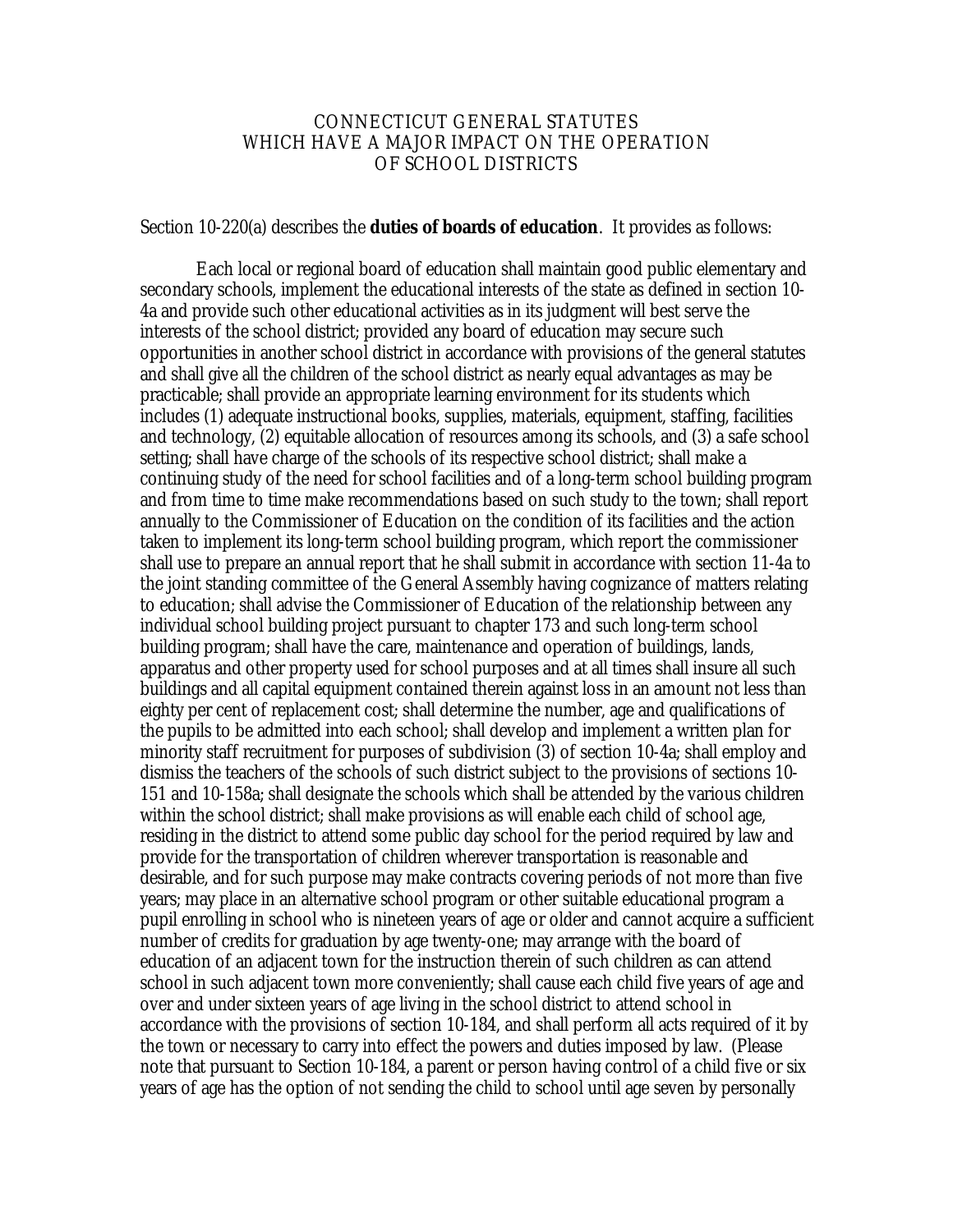# CONNECTICUT GENERAL STATUTES WHICH HAVE A MAJOR IMPACT ON THE OPERATION OF SCHOOL DISTRICTS

Section 10-220(a) describes the **duties of boards of education**. It provides as follows:

Each local or regional board of education shall maintain good public elementary and secondary schools, implement the educational interests of the state as defined in section 10-4a and provide such other educational activities as in its judgment will best serve the interests of the school district; provided any board of education may secure such opportunities in another school district in accordance with provisions of the general statutes and shall give all the children of the school district as nearly equal advantages as may be practicable; shall provide an appropriate learning environment for its students which includes (1) adequate instructional books, supplies, materials, equipment, staffing, facilities and technology, (2) equitable allocation of resources among its schools, and (3) a safe school setting; shall have charge of the schools of its respective school district; shall make a continuing study of the need for school facilities and of a long-term school building program and from time to time make recommendations based on such study to the town; shall report annually to the Commissioner of Education on the condition of its facilities and the action taken to implement its long-term school building program, which report the commissioner shall use to prepare an annual report that he shall submit in accordance with section 11-4a to the joint standing committee of the General Assembly having cognizance of matters relating to education; shall advise the Commissioner of Education of the relationship between any individual school building project pursuant to chapter 173 and such long-term school building program; shall have the care, maintenance and operation of buildings, lands, apparatus and other property used for school purposes and at all times shall insure all such buildings and all capital equipment contained therein against loss in an amount not less than eighty per cent of replacement cost; shall determine the number, age and qualifications of the pupils to be admitted into each school; shall develop and implement a written plan for minority staff recruitment for purposes of subdivision (3) of section 10-4a; shall employ and dismiss the teachers of the schools of such district subject to the provisions of sections 10-151 and 10-158a; shall designate the schools which shall be attended by the various children within the school district; shall make provisions as will enable each child of school age, residing in the district to attend some public day school for the period required by law and provide for the transportation of children wherever transportation is reasonable and desirable, and for such purpose may make contracts covering periods of not more than five years; may place in an alternative school program or other suitable educational program a pupil enrolling in school who is nineteen years of age or older and cannot acquire a sufficient number of credits for graduation by age twenty-one; may arrange with the board of education of an adjacent town for the instruction therein of such children as can attend school in such adjacent town more conveniently; shall cause each child five years of age and over and under sixteen years of age living in the school district to attend school in accordance with the provisions of section 10-184, and shall perform all acts required of it by the town or necessary to carry into effect the powers and duties imposed by law. (Please note that pursuant to Section 10-184, a parent or person having control of a child five or six years of age has the option of not sending the child to school until age seven by personally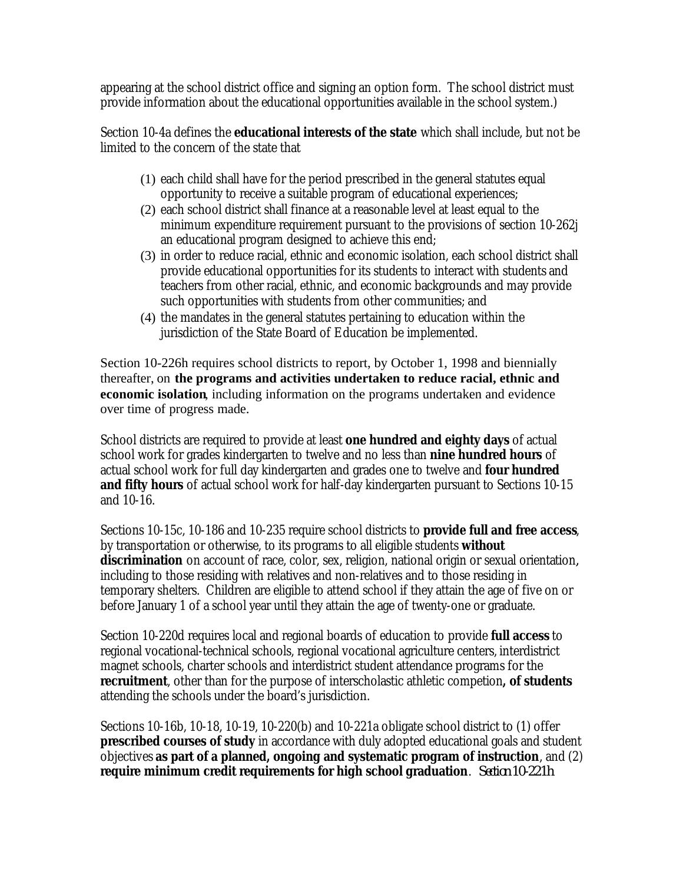appearing at the school district office and signing an option form. The school district must provide information about the educational opportunities available in the school system.)

Section 10-4a defines the **educational interests of the state** which shall include, but not be limited to the concern of the state that

(1) each child shall have for the period prescribed in the general statutes equal opportunity to receive a suitable program of educational experiences;
(2) each school district shall finance at a reasonable level at least equal to the minimum expenditure requirement pursuant to the provisions of section 10-262j an educational program designed to achieve this end;
(3) in order to reduce racial, ethnic and economic isolation, each school district shall provide educational opportunities for its students to interact with students and teachers from other racial, ethnic, and economic backgrounds and may provide such opportunities with students from other communities; and
(4) the mandates in the general statutes pertaining to education within the jurisdiction of the State Board of Education be implemented.

Section 10-226h requires school districts to report, by October 1, 1998 and biennially thereafter, on **the programs and activities undertaken to reduce racial, ethnic and economic isolation**, including information on the programs undertaken and evidence over time of progress made.

School districts are required to provide at least **one hundred and eighty days** of actual school work for grades kindergarten to twelve and no less than **nine hundred hours** of actual school work for full day kindergarten and grades one to twelve and **four hundred and fifty hours** of actual school work for half-day kindergarten pursuant to Sections 10-15 and 10-16.

Sections 10-15c, 10-186 and 10-235 require school districts to **provide full and free access**, by transportation or otherwise, to its programs to all eligible students **without discrimination** on account of race, color, sex, religion, national origin or sexual orientation, including to those residing with relatives and non-relatives and to those residing in temporary shelters. Children are eligible to attend school if they attain the age of five on or before January 1 of a school year until they attain the age of twenty-one or graduate.

Section 10-220d requires local and regional boards of education to provide **full access** to regional vocational-technical schools, regional vocational agriculture centers, interdistrict magnet schools, charter schools and interdistrict student attendance programs for the **recruitment**, other than for the purpose of interscholastic athletic competion**, of students** attending the schools under the board's jurisdiction.

Sections 10-16b, 10-18, 10-19, 10-220(b) and 10-221a obligate school district to (1) offer **prescribed courses of study** in accordance with duly adopted educational goals and student objectives **as part of a planned, ongoing and systematic program of instruction**, and (2) **require minimum credit requirements for high school graduation**. *Section 10-221h*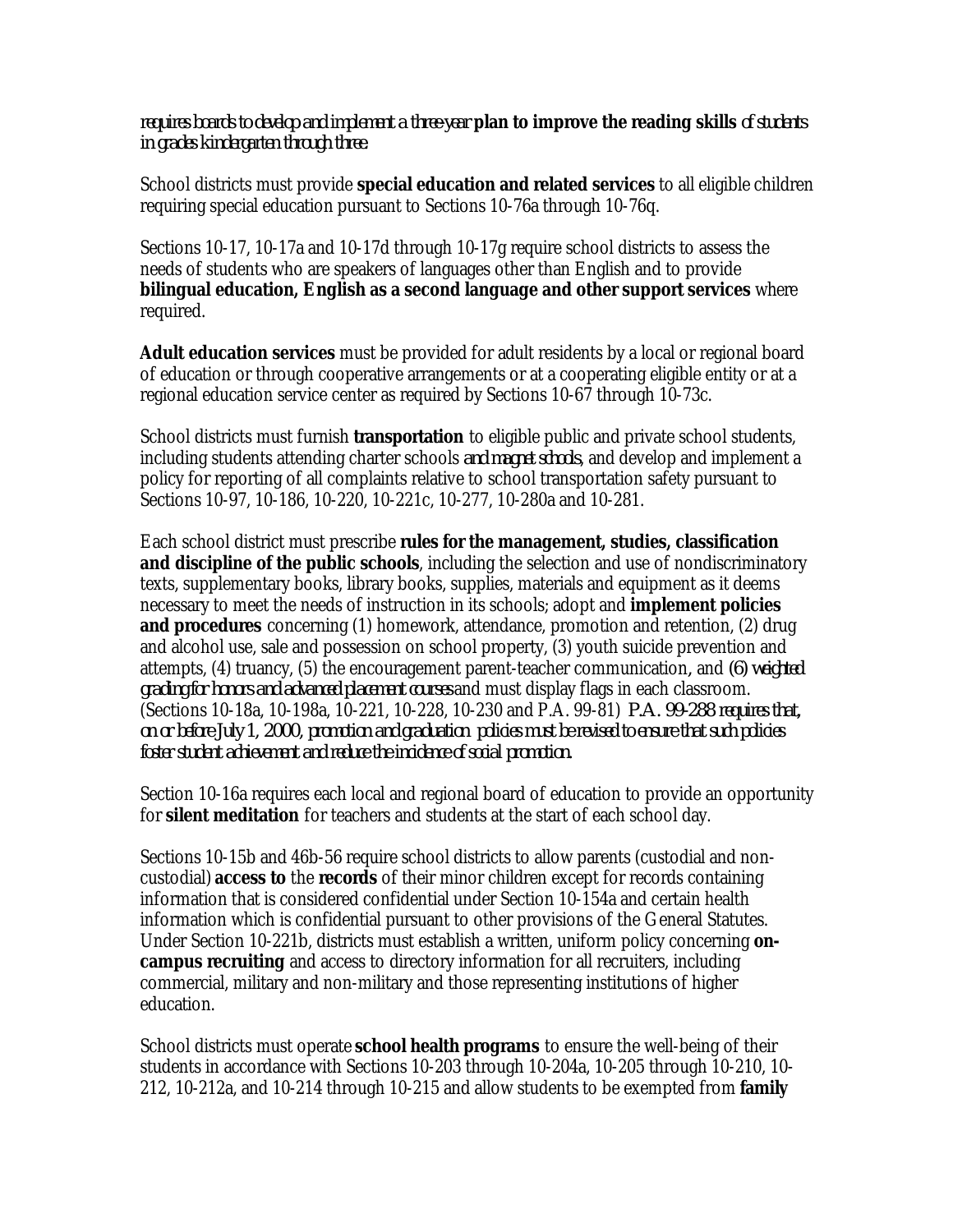*requires boards to develop and implement a three-year* **plan to improve the reading skills** *of students in grades kindergarten through three.*

School districts must provide **special education and related services** to all eligible children requiring special education pursuant to Sections 10-76a through 10-76q.

Sections 10-17, 10-17a and 10-17d through 10-17g require school districts to assess the needs of students who are speakers of languages other than English and to provide **bilingual education, English as a second language and other support services** where required.

**Adult education services** must be provided for adult residents by a local or regional board of education or through cooperative arrangements or at a cooperating eligible entity or at a regional education service center as required by Sections 10-67 through 10-73c.

School districts must furnish **transportation** to eligible public and private school students, including students attending charter schools *and magnet schools*, and develop and implement a policy for reporting of all complaints relative to school transportation safety pursuant to Sections 10-97, 10-186, 10-220, 10-221c, 10-277, 10-280a and 10-281.

Each school district must prescribe **rules for the management, studies, classification and discipline of the public schools**, including the selection and use of nondiscriminatory texts, supplementary books, library books, supplies, materials and equipment as it deems necessary to meet the needs of instruction in its schools; adopt and **implement policies and procedures** concerning (1) homework, attendance, promotion and retention, (2) drug and alcohol use, sale and possession on school property, (3) youth suicide prevention and attempts, (4) truancy, (5) the encouragement parent-teacher communication, and *(6) weighted grading for honors and advanced placement courses* and must display flags in each classroom. (Sections 10-18a, 10-198a, 10-221, 10-228, 10-230 and P.A. 99-81) *P.A. 99-288 requires that, on or before July 1, 2000, promotion and graduation policies must be revised to ensure that such policies foster student achievement and reduce the incidence of social promotion.*

Section 10-16a requires each local and regional board of education to provide an opportunity for **silent meditation** for teachers and students at the start of each school day.

Sections 10-15b and 46b-56 require school districts to allow parents (custodial and non-custodial) **access to** the **records** of their minor children except for records containing information that is considered confidential under Section 10-154a and certain health information which is confidential pursuant to other provisions of the General Statutes. Under Section 10-221b, districts must establish a written, uniform policy concerning **on-campus recruiting** and access to directory information for all recruiters, including commercial, military and non-military and those representing institutions of higher education.

School districts must operate **school health programs** to ensure the well-being of their students in accordance with Sections 10-203 through 10-204a, 10-205 through 10-210, 10-212, 10-212a, and 10-214 through 10-215 and allow students to be exempted from **family**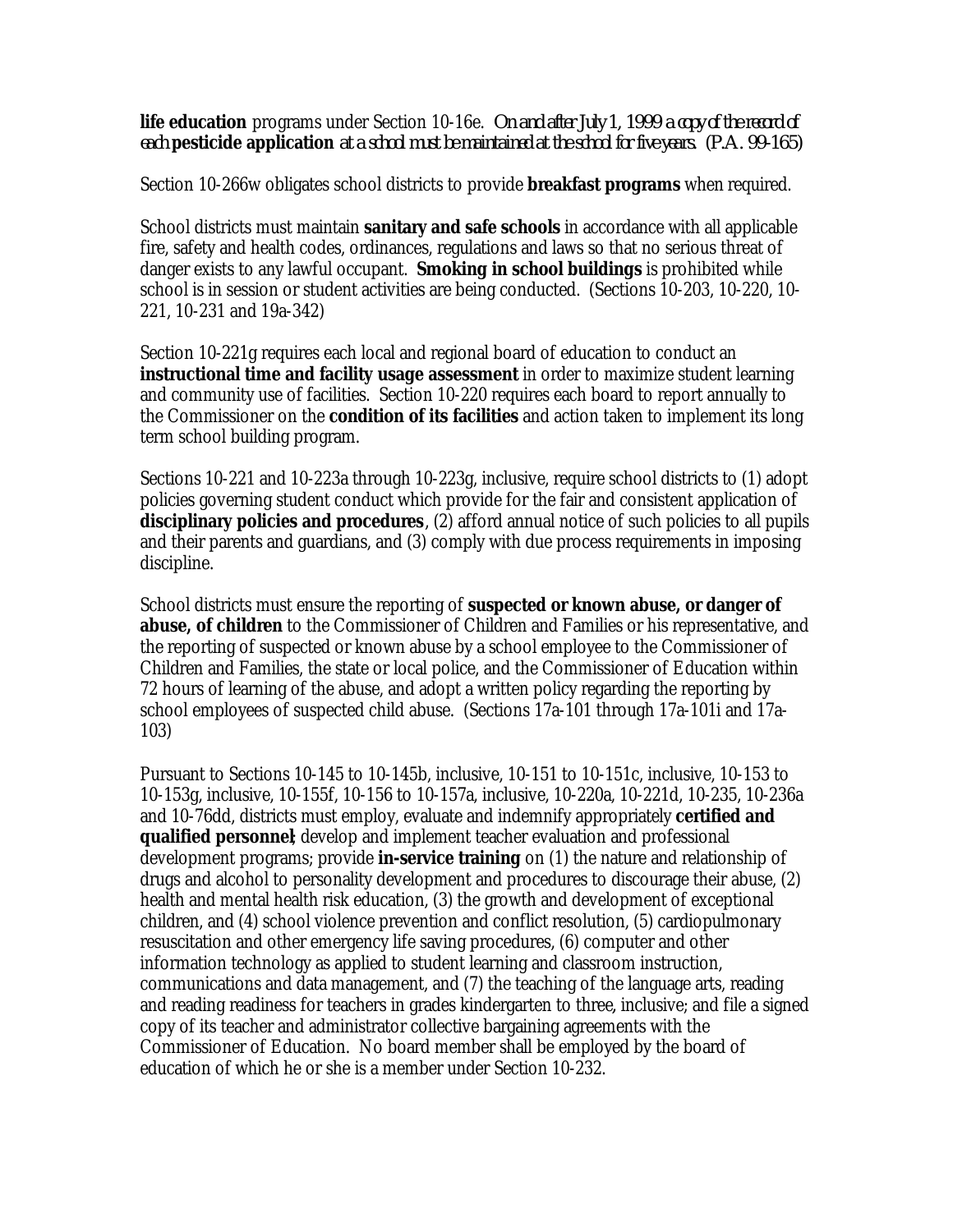**life education** programs under Section 10-16e. *On and after July 1, 1999 a copy of the record of each* ***pesticide application*** *at a school must be maintained at the school for five years. (P.A. 99-165)*

Section 10-266w obligates school districts to provide **breakfast programs** when required.

School districts must maintain **sanitary and safe schools** in accordance with all applicable fire, safety and health codes, ordinances, regulations and laws so that no serious threat of danger exists to any lawful occupant. **Smoking in school buildings** is prohibited while school is in session or student activities are being conducted. (Sections 10-203, 10-220, 10-221, 10-231 and 19a-342)

Section 10-221g requires each local and regional board of education to conduct an **instructional time and facility usage assessment** in order to maximize student learning and community use of facilities. Section 10-220 requires each board to report annually to the Commissioner on the **condition of its facilities** and action taken to implement its long term school building program.

Sections 10-221 and 10-223a through 10-223g, inclusive, require school districts to (1) adopt policies governing student conduct which provide for the fair and consistent application of **disciplinary policies and procedures**, (2) afford annual notice of such policies to all pupils and their parents and guardians, and (3) comply with due process requirements in imposing discipline.

School districts must ensure the reporting of **suspected or known abuse, or danger of abuse, of children** to the Commissioner of Children and Families or his representative, and the reporting of suspected or known abuse by a school employee to the Commissioner of Children and Families, the state or local police, and the Commissioner of Education within 72 hours of learning of the abuse, and adopt a written policy regarding the reporting by school employees of suspected child abuse. (Sections 17a-101 through 17a-101i and 17a-103)

Pursuant to Sections 10-145 to 10-145b, inclusive, 10-151 to 10-151c, inclusive, 10-153 to 10-153g, inclusive, 10-155f, 10-156 to 10-157a, inclusive, 10-220a, 10-221d, 10-235, 10-236a and 10-76dd, districts must employ, evaluate and indemnify appropriately **certified and qualified personnel**; develop and implement teacher evaluation and professional development programs; provide **in-service training** on (1) the nature and relationship of drugs and alcohol to personality development and procedures to discourage their abuse, (2) health and mental health risk education, (3) the growth and development of exceptional children, and (4) school violence prevention and conflict resolution, (5) cardiopulmonary resuscitation and other emergency life saving procedures, (6) computer and other information technology as applied to student learning and classroom instruction, communications and data management, and (7) the teaching of the language arts, reading and reading readiness for teachers in grades kindergarten to three, inclusive; and file a signed copy of its teacher and administrator collective bargaining agreements with the Commissioner of Education. No board member shall be employed by the board of education of which he or she is a member under Section 10-232.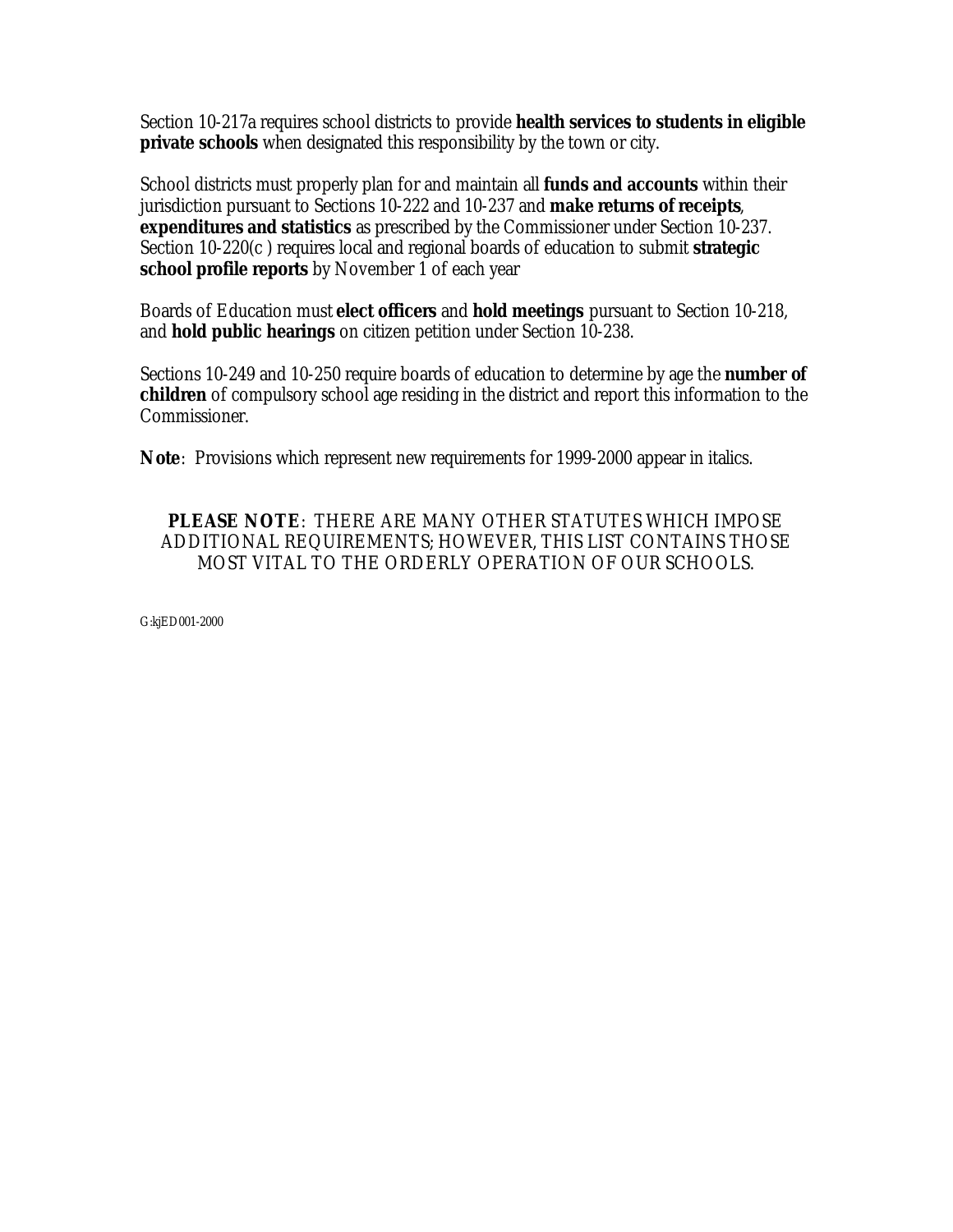Section 10-217a requires school districts to provide **health services to students in eligible private schools** when designated this responsibility by the town or city.

School districts must properly plan for and maintain all **funds and accounts** within their jurisdiction pursuant to Sections 10-222 and 10-237 and **make returns of receipts**, **expenditures and statistics** as prescribed by the Commissioner under Section 10-237. Section 10-220(c ) requires local and regional boards of education to submit **strategic school profile reports** by November 1 of each year

Boards of Education must **elect officers** and **hold meetings** pursuant to Section 10-218, and **hold public hearings** on citizen petition under Section 10-238.

Sections 10-249 and 10-250 require boards of education to determine by age the **number of children** of compulsory school age residing in the district and report this information to the Commissioner.

**Note**: Provisions which represent new requirements for 1999-2000 appear in italics.

**PLEASE NOTE**: THERE ARE MANY OTHER STATUTES WHICH IMPOSE ADDITIONAL REQUIREMENTS; HOWEVER, THIS LIST CONTAINS THOSE MOST VITAL TO THE ORDERLY OPERATION OF OUR SCHOOLS.

G:kjED001-2000